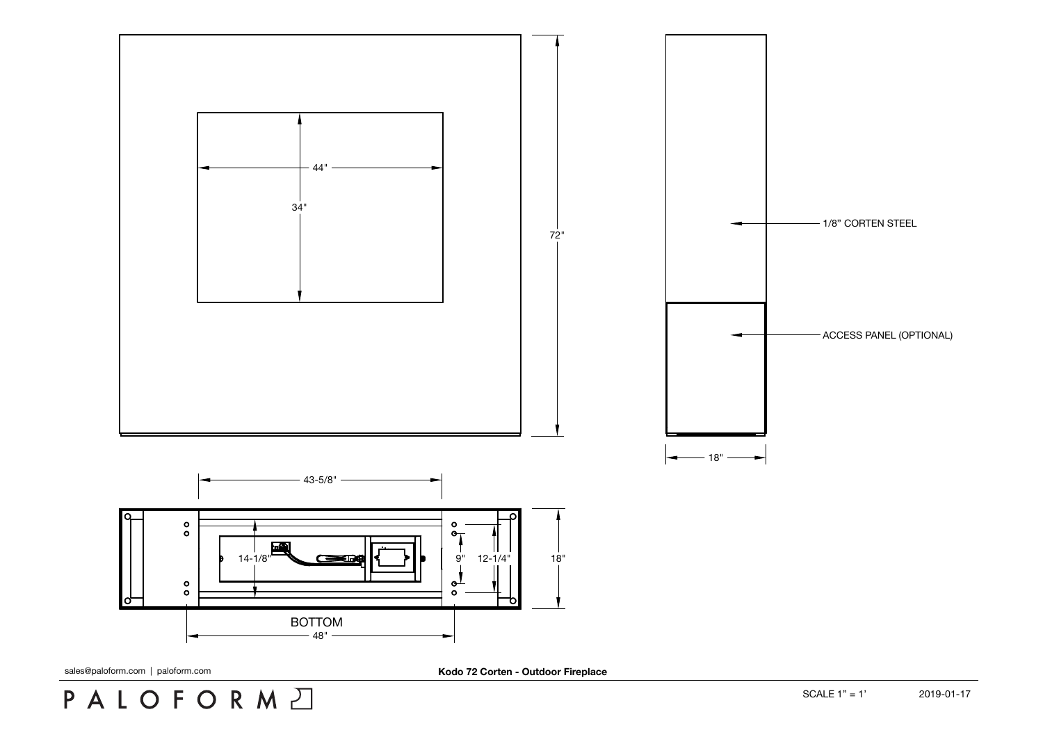44"

34"

72"

1/8" CORTEN STEEL

ACCESS PANEL (OPTIONAL)

18"

43-5/8"

14-1/8"

9"

12-1/4"

18"

BOTTOM

48"

sales@paloform.com | paloform.com

**Kodo 72 Corten - Outdoor Fireplace**

PALOFORM

SCALE 1" = 1'

2019-01-17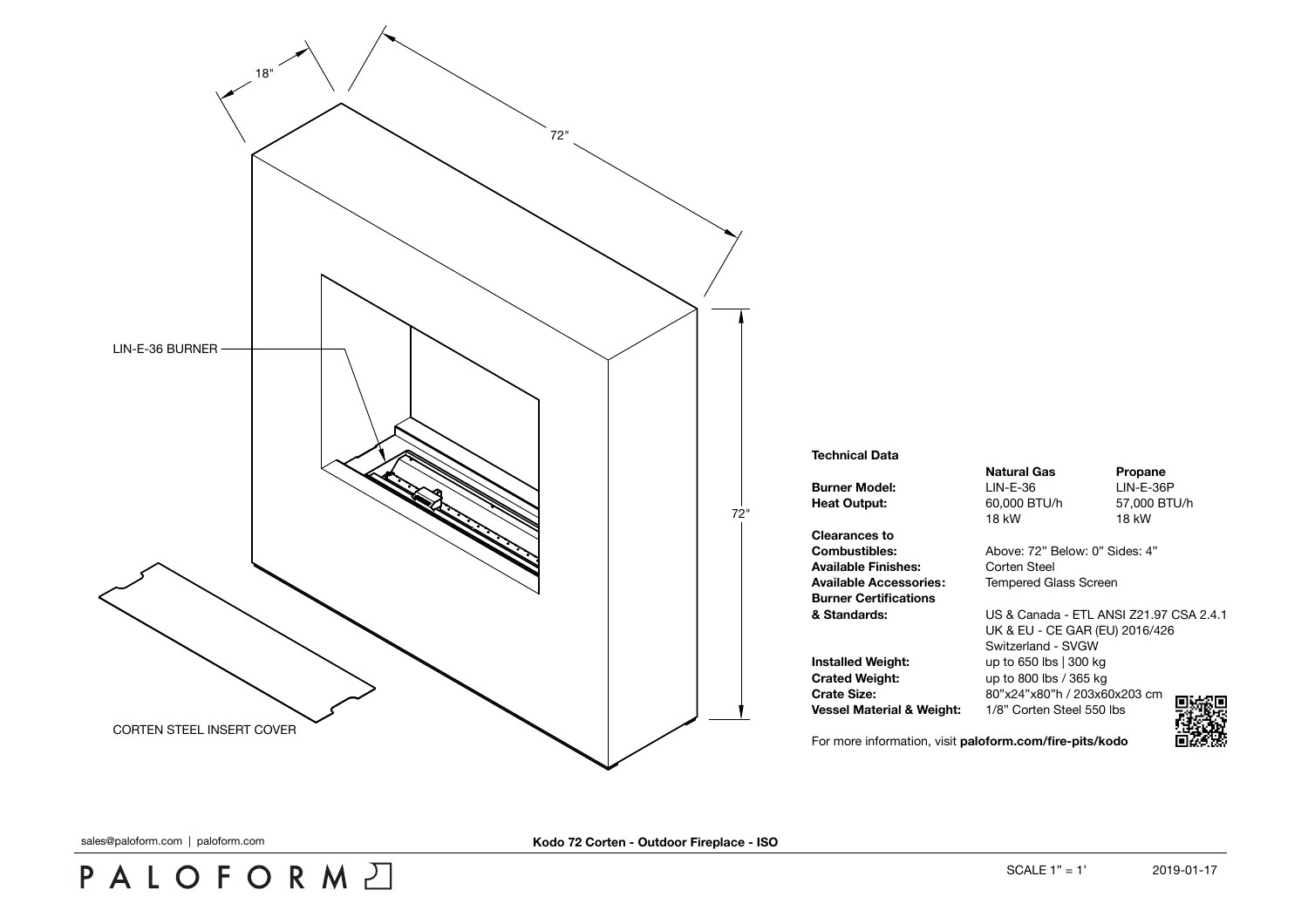18"

72"

72"

LIN-E-36 BURNER

CORTEN STEEL INSERT COVER

**Technical Data**

| | **Natural Gas** | **Propane** |
|---|---|---|
| **Burner Model:** | LIN-E-36 | LIN-E-36P |
| **Heat Output:** | 60,000 BTU/h<br>18 kW | 57,000 BTU/h<br>18 kW |
| **Clearances to Combustibles:** | Above: 72" Below: 0" Sides: 4" | |
| **Available Finishes:** | Corten Steel | |
| **Available Accessories:** | Tempered Glass Screen | |
| **Burner Certifications & Standards:** | US & Canada - ETL ANSI Z21.97 CSA 2.4.1<br>UK & EU - CE GAR (EU) 2016/426<br>Switzerland - SVGW | |
| **Installed Weight:** | up to 650 lbs \| 300 kg | |
| **Crated Weight:** | up to 800 lbs / 365 kg | |
| **Crate Size:** | 80"x24"x80"h / 203x60x203 cm | |
| **Vessel Material & Weight:** | 1/8" Corten Steel 550 lbs | |

For more information, visit **paloform.com/fire-pits/kodo**

sales@paloform.com | paloform.com

**Kodo 72 Corten - Outdoor Fireplace - ISO**

PALOFORM

SCALE 1" = 1'

2019-01-17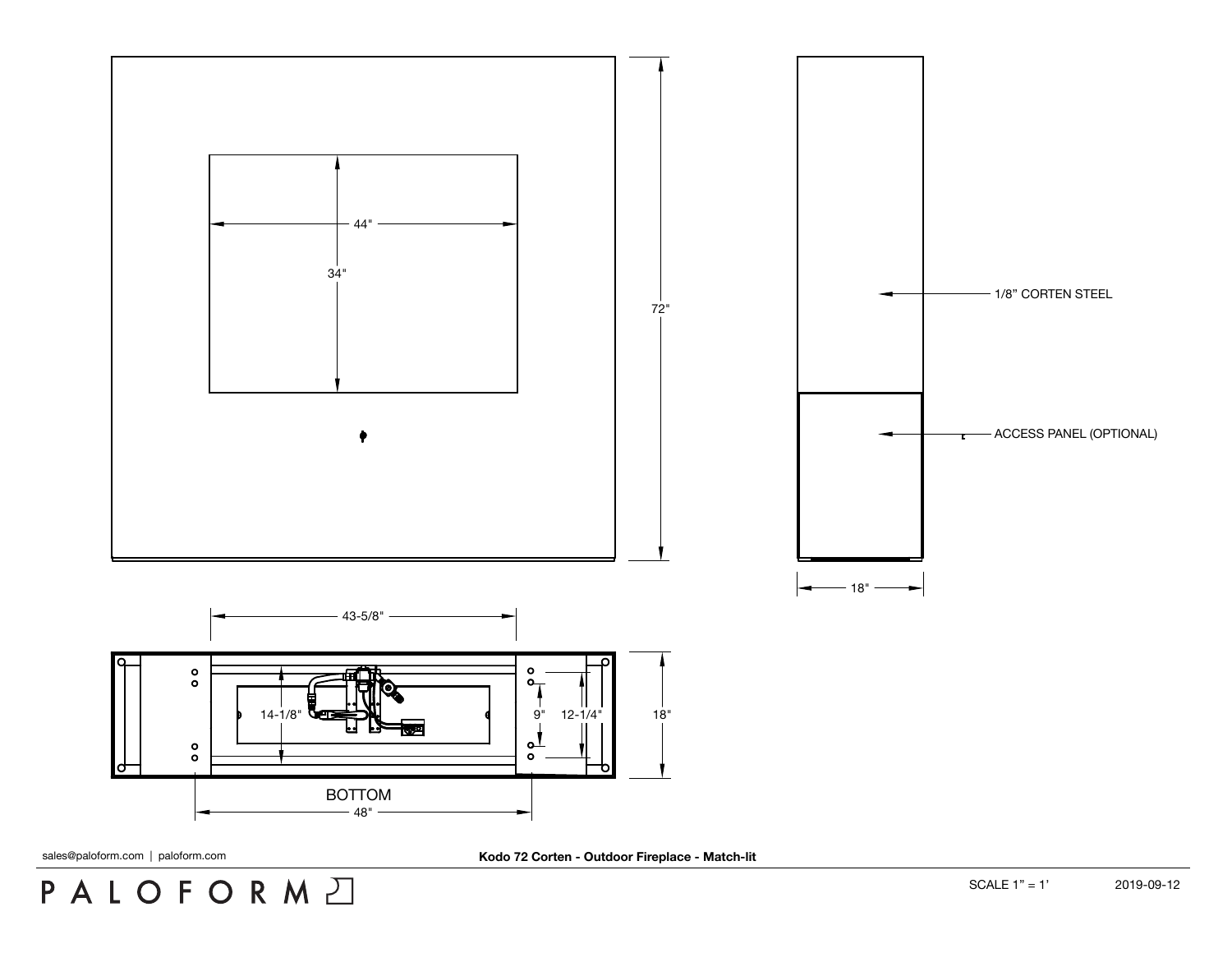44"

34"

72"

1/8" CORTEN STEEL

ACCESS PANEL (OPTIONAL)

18"

43-5/8"

14-1/8"

9"

12-1/4"

18"

BOTTOM

48"

sales@paloform.com | paloform.com

**Kodo 72 Corten - Outdoor Fireplace - Match-lit**

PALOFORM

SCALE 1" = 1'

2019-09-12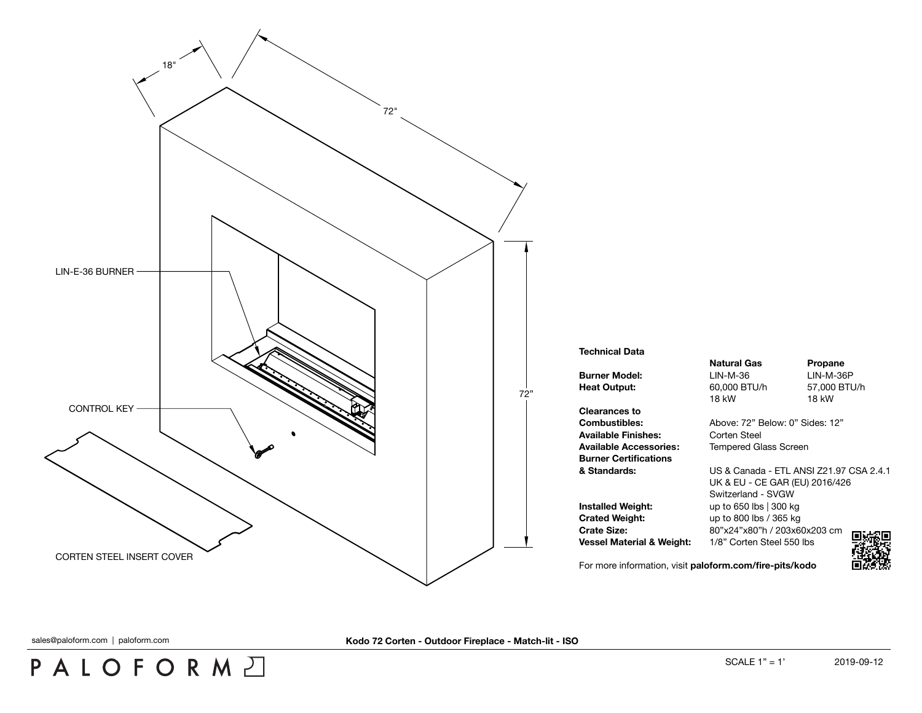18"

72"

72"

LIN-E-36 BURNER

CONTROL KEY

CORTEN STEEL INSERT COVER

**Technical Data**

| | Natural Gas | Propane |
|---|---|---|
| **Burner Model:** | LIN-M-36 | LIN-M-36P |
| **Heat Output:** | 60,000 BTU/h<br>18 kW | 57,000 BTU/h<br>18 kW |
| **Clearances to Combustibles:** | Above: 72" Below: 0" Sides: 12" | |
| **Available Finishes:** | Corten Steel | |
| **Available Accessories:** | Tempered Glass Screen | |
| **Burner Certifications & Standards:** | US & Canada - ETL ANSI Z21.97 CSA 2.4.1<br>UK & EU - CE GAR (EU) 2016/426<br>Switzerland - SVGW | |
| **Installed Weight:** | up to 650 lbs \| 300 kg | |
| **Crated Weight:** | up to 800 lbs / 365 kg | |
| **Crate Size:** | 80"x24"x80"h / 203x60x203 cm | |
| **Vessel Material & Weight:** | 1/8" Corten Steel 550 lbs | |

For more information, visit **paloform.com/fire-pits/kodo**

sales@paloform.com | paloform.com

**Kodo 72 Corten - Outdoor Fireplace - Match-lit - ISO**

PALOFORM

SCALE 1" = 1'

2019-09-12